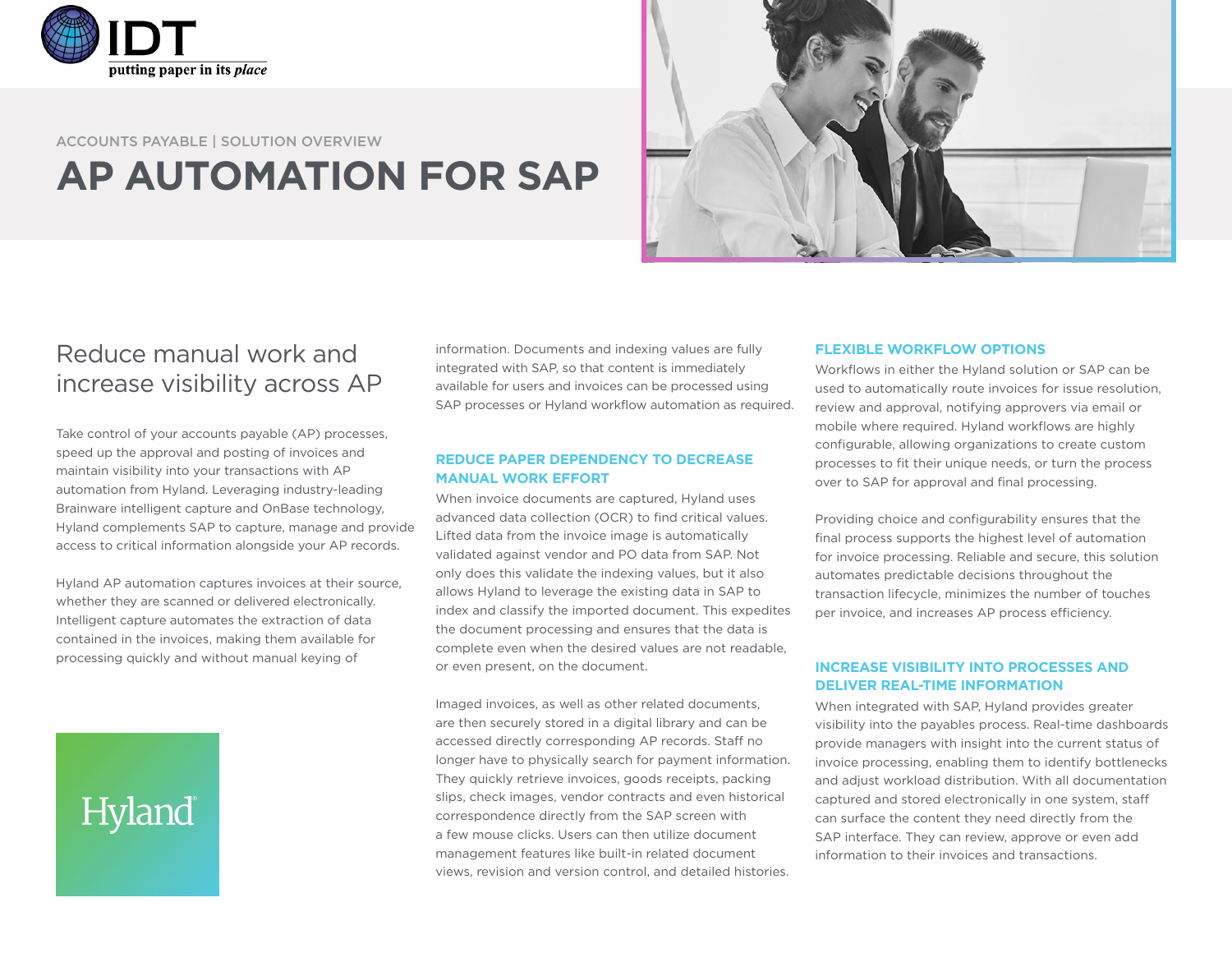ACCOUNTS PAYABLE | SOLUTION OVERVIEW

# AP AUTOMATION FOR SAP

## Reduce manual work and increase visibility across AP

Take control of your accounts payable (AP) processes, speed up the approval and posting of invoices and maintain visibility into your transactions with AP automation from Hyland. Leveraging industry-leading Brainware intelligent capture and OnBase technology, Hyland complements SAP to capture, manage and provide access to critical information alongside your AP records.

Hyland AP automation captures invoices at their source, whether they are scanned or delivered electronically. Intelligent capture automates the extraction of data contained in the invoices, making them available for processing quickly and without manual keying of information. Documents and indexing values are fully integrated with SAP, so that content is immediately available for users and invoices can be processed using SAP processes or Hyland workflow automation as required.

### REDUCE PAPER DEPENDENCY TO DECREASE MANUAL WORK EFFORT

When invoice documents are captured, Hyland uses advanced data collection (OCR) to find critical values. Lifted data from the invoice image is automatically validated against vendor and PO data from SAP. Not only does this validate the indexing values, but it also allows Hyland to leverage the existing data in SAP to index and classify the imported document. This expedites the document processing and ensures that the data is complete even when the desired values are not readable, or even present, on the document.

Imaged invoices, as well as other related documents, are then securely stored in a digital library and can be accessed directly corresponding AP records. Staff no longer have to physically search for payment information. They quickly retrieve invoices, goods receipts, packing slips, check images, vendor contracts and even historical correspondence directly from the SAP screen with a few mouse clicks. Users can then utilize document management features like built-in related document views, revision and version control, and detailed histories.

### FLEXIBLE WORKFLOW OPTIONS

Workflows in either the Hyland solution or SAP can be used to automatically route invoices for issue resolution, review and approval, notifying approvers via email or mobile where required. Hyland workflows are highly configurable, allowing organizations to create custom processes to fit their unique needs, or turn the process over to SAP for approval and final processing.

Providing choice and configurability ensures that the final process supports the highest level of automation for invoice processing. Reliable and secure, this solution automates predictable decisions throughout the transaction lifecycle, minimizes the number of touches per invoice, and increases AP process efficiency.

### INCREASE VISIBILITY INTO PROCESSES AND DELIVER REAL-TIME INFORMATION

When integrated with SAP, Hyland provides greater visibility into the payables process. Real-time dashboards provide managers with insight into the current status of invoice processing, enabling them to identify bottlenecks and adjust workload distribution. With all documentation captured and stored electronically in one system, staff can surface the content they need directly from the SAP interface. They can review, approve or even add information to their invoices and transactions.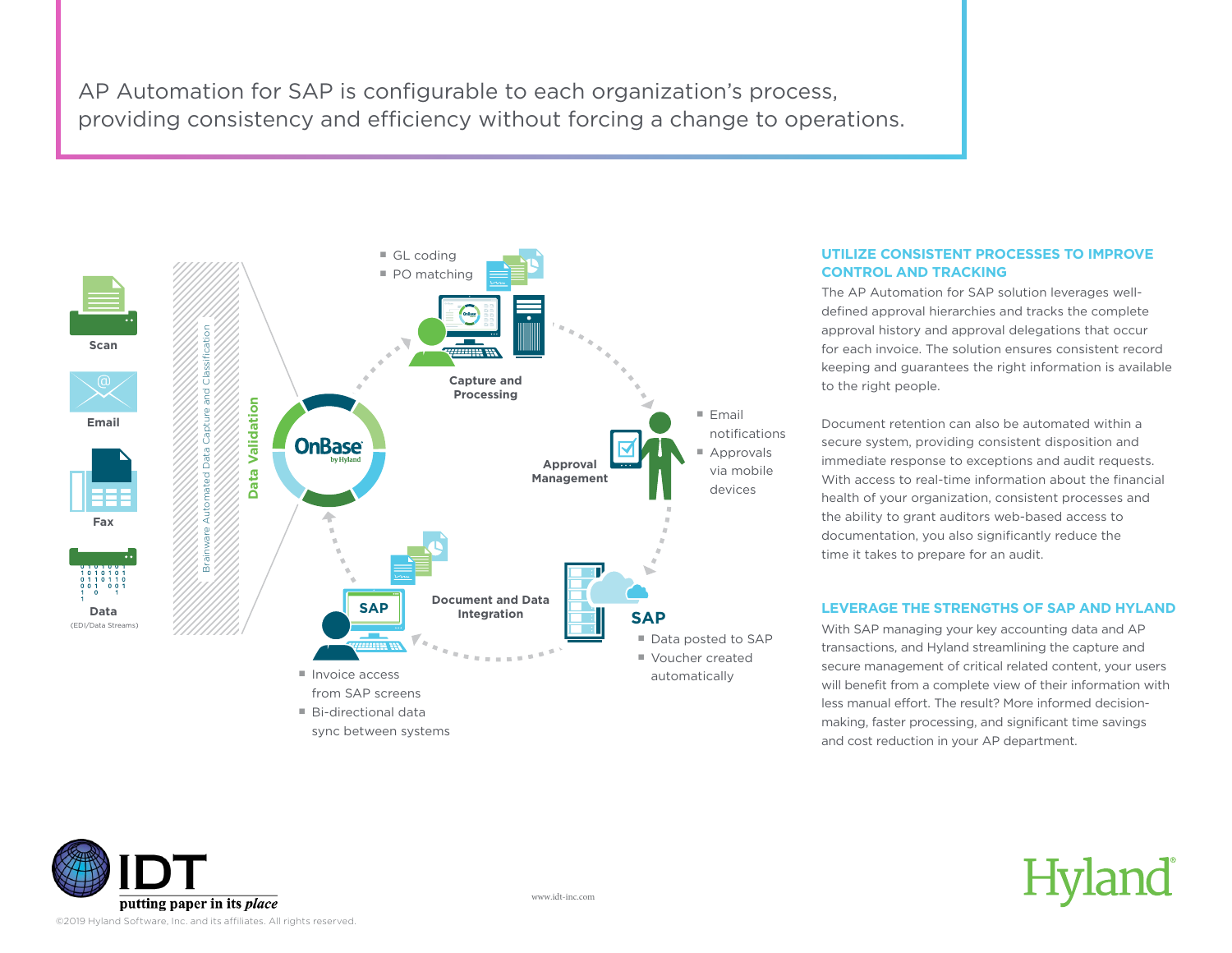AP Automation for SAP is configurable to each organization's process, providing consistency and efficiency without forcing a change to operations.

Scan

Email

Fax

Data
(EDI/Data Streams)

Brainware Automated Data Capture and Classification

Data Validation

OnBase by Hyland

- GL coding
- PO matching

Capture and Processing

Approval Management

- Email notifications
- Approvals via mobile devices

SAP

- Data posted to SAP
- Voucher created automatically

Document and Data Integration

SAP

- Invoice access from SAP screens
- Bi-directional data sync between systems

## UTILIZE CONSISTENT PROCESSES TO IMPROVE CONTROL AND TRACKING

The AP Automation for SAP solution leverages well-defined approval hierarchies and tracks the complete approval history and approval delegations that occur for each invoice. The solution ensures consistent record keeping and guarantees the right information is available to the right people.

Document retention can also be automated within a secure system, providing consistent disposition and immediate response to exceptions and audit requests. With access to real-time information about the financial health of your organization, consistent processes and the ability to grant auditors web-based access to documentation, you also significantly reduce the time it takes to prepare for an audit.

## LEVERAGE THE STRENGTHS OF SAP AND HYLAND

With SAP managing your key accounting data and AP transactions, and Hyland streamlining the capture and secure management of critical related content, your users will benefit from a complete view of their information with less manual effort. The result? More informed decision-making, faster processing, and significant time savings and cost reduction in your AP department.

IDT putting paper in its *place*

www.idt-inc.com

Hyland

©2019 Hyland Software, Inc. and its affiliates. All rights reserved.